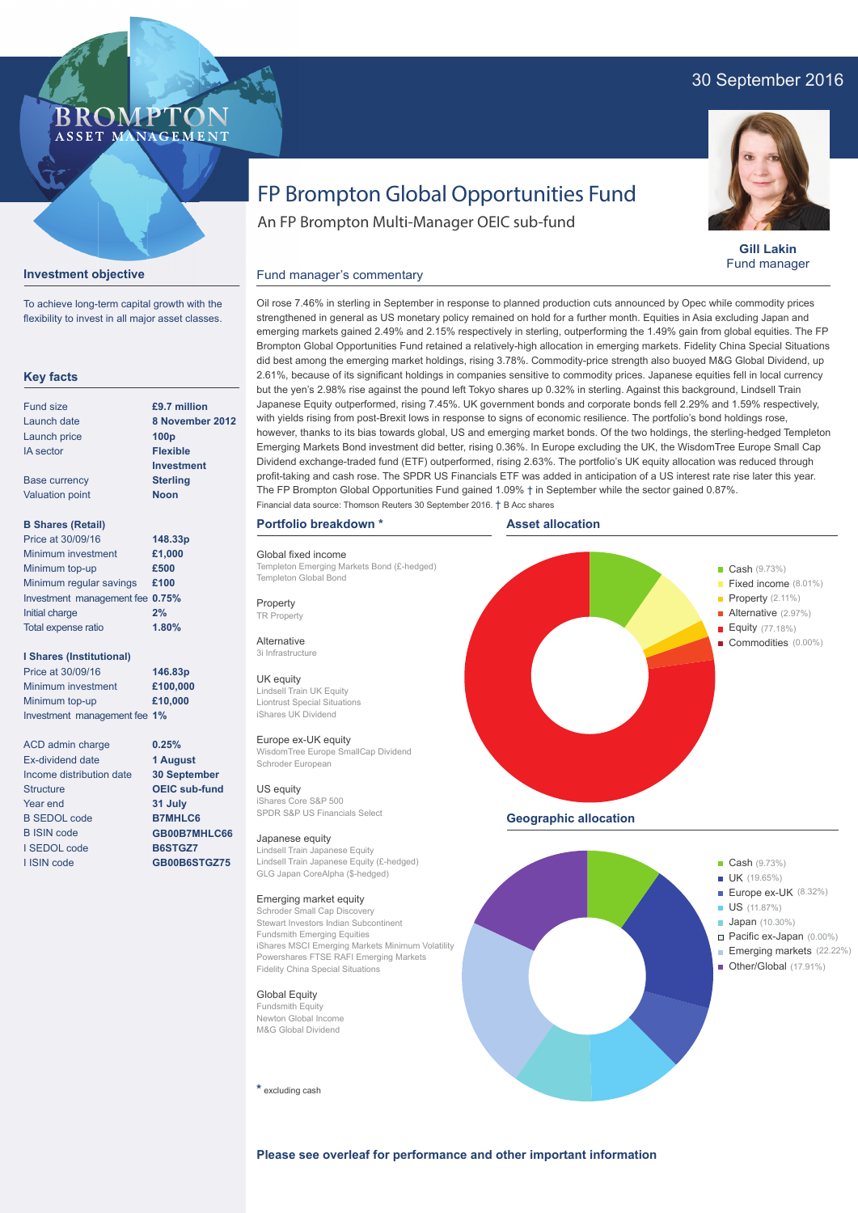30 September 2016

BROMPTON
ASSET MANAGEMENT

# FP Brompton Global Opportunities Fund

An FP Brompton Multi-Manager OEIC sub-fund

**Gill Lakin**
Fund manager

## Investment objective

To achieve long-term capital growth with the flexibility to invest in all major asset classes.

## Key facts

| | |
|---|---|
| Fund size | **£9.7 million** |
| Launch date | **8 November 2012** |
| Launch price | **100p** |
| IA sector | **Flexible Investment** |
| Base currency | **Sterling** |
| Valuation point | **Noon** |

**B Shares (Retail)**

| | |
|---|---|
| Price at 30/09/16 | **148.33p** |
| Minimum investment | **£1,000** |
| Minimum top-up | **£500** |
| Minimum regular savings | **£100** |
| Investment management fee | **0.75%** |
| Initial charge | **2%** |
| Total expense ratio | **1.80%** |

**I Shares (Institutional)**

| | |
|---|---|
| Price at 30/09/16 | **146.83p** |
| Minimum investment | **£100,000** |
| Minimum top-up | **£10,000** |
| Investment management fee | **1%** |

| | |
|---|---|
| ACD admin charge | **0.25%** |
| Ex-dividend date | **1 August** |
| Income distribution date | **30 September** |
| Structure | **OEIC sub-fund** |
| Year end | **31 July** |
| B SEDOL code | **B7MHLC6** |
| B ISIN code | **GB00B7MHLC66** |
| I SEDOL code | **B6STGZ7** |
| I ISIN code | **GB00B6STGZ75** |

## Fund manager's commentary

Oil rose 7.46% in sterling in September in response to planned production cuts announced by Opec while commodity prices strengthened in general as US monetary policy remained on hold for a further month. Equities in Asia excluding Japan and emerging markets gained 2.49% and 2.15% respectively in sterling, outperforming the 1.49% gain from global equities. The FP Brompton Global Opportunities Fund retained a relatively-high allocation in emerging markets. Fidelity China Special Situations did best among the emerging market holdings, rising 3.78%. Commodity-price strength also buoyed M&G Global Dividend, up 2.61%, because of its significant holdings in companies sensitive to commodity prices. Japanese equities fell in local currency but the yen's 2.98% rise against the pound left Tokyo shares up 0.32% in sterling. Against this background, Lindsell Train Japanese Equity outperformed, rising 7.45%. UK government bonds and corporate bonds fell 2.29% and 1.59% respectively, with yields rising from post-Brexit lows in response to signs of economic resilience. The portfolio's bond holdings rose, however, thanks to its bias towards global, US and emerging market bonds. Of the two holdings, the sterling-hedged Templeton Emerging Markets Bond investment did better, rising 0.36%. In Europe excluding the UK, the WisdomTree Europe Small Cap Dividend exchange-traded fund (ETF) outperformed, rising 2.63%. The portfolio's UK equity allocation was reduced through profit-taking and cash rose. The SPDR US Financials ETF was added in anticipation of a US interest rate rise later this year. The FP Brompton Global Opportunities Fund gained 1.09% † in September while the sector gained 0.87%.

Financial data source: Thomson Reuters 30 September 2016. † B Acc shares

## Portfolio breakdown *

**Global fixed income**
Templeton Emerging Markets Bond (£-hedged)
Templeton Global Bond

**Property**
TR Property

**Alternative**
3i Infrastructure

**UK equity**
Lindsell Train UK Equity
Liontrust Special Situations
iShares UK Dividend

**Europe ex-UK equity**
WisdomTree Europe SmallCap Dividend
Schroder European

**US equity**
iShares Core S&P 500
SPDR S&P US Financials Select

**Japanese equity**
Lindsell Train Japanese Equity
Lindsell Train Japanese Equity (£-hedged)
GLG Japan CoreAlpha ($-hedged)

**Emerging market equity**
Schroder Small Cap Discovery
Stewart Investors Indian Subcontinent
Fundsmith Emerging Equities
iShares MSCI Emerging Markets Minimum Volatility
Powershares FTSE RAFI Emerging Markets
Fidelity China Special Situations

**Global Equity**
Fundsmith Equity
Newton Global Income
M&G Global Dividend

* excluding cash

## Asset allocation

- Cash (9.73%)
- Fixed income (8.01%)
- Property (2.11%)
- Alternative (2.97%)
- Equity (77.18%)
- Commodities (0.00%)

## Geographic allocation

- Cash (9.73%)
- UK (19.65%)
- Europe ex-UK (8.32%)
- US (11.87%)
- Japan (10.30%)
- Pacific ex-Japan (0.00%)
- Emerging markets (22.22%)
- Other/Global (17.91%)

**Please see overleaf for performance and other important information**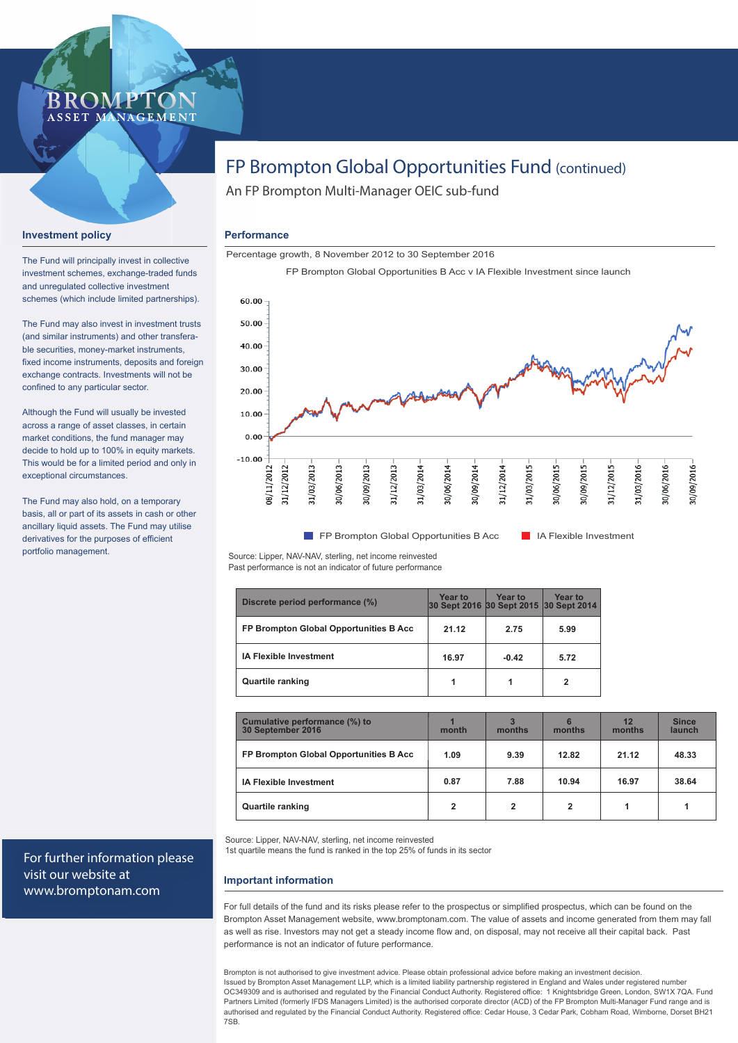BROMPTON
ASSET MANAGEMENT

# FP Brompton Global Opportunities Fund (continued)

An FP Brompton Multi-Manager OEIC sub-fund

## Investment policy

The Fund will principally invest in collective investment schemes, exchange-traded funds and unregulated collective investment schemes (which include limited partnerships).

The Fund may also invest in investment trusts (and similar instruments) and other transferable securities, money-market instruments, fixed income instruments, deposits and foreign exchange contracts. Investments will not be confined to any particular sector.

Although the Fund will usually be invested across a range of asset classes, in certain market conditions, the fund manager may decide to hold up to 100% in equity markets. This would be for a limited period and only in exceptional circumstances.

The Fund may also hold, on a temporary basis, all or part of its assets in cash or other ancillary liquid assets. The Fund may utilise derivatives for the purposes of efficient portfolio management.

For further information please visit our website at www.bromptonam.com

## Performance

Percentage growth, 8 November 2012 to 30 September 2016

FP Brompton Global Opportunities B Acc v IA Flexible Investment since launch

60.00
50.00
40.00
30.00
20.00
10.00
0.00
-10.00

08/11/2012
31/12/2012
31/03/2013
30/06/2013
30/09/2013
31/12/2013
31/03/2014
30/06/2014
30/09/2014
31/12/2014
31/03/2015
30/06/2015
30/09/2015
31/12/2015
31/03/2016
30/06/2016
30/09/2016

FP Brompton Global Opportunities B Acc
IA Flexible Investment

Source: Lipper, NAV-NAV, sterling, net income reinvested
Past performance is not an indicator of future performance

| Discrete period performance (%) | Year to 30 Sept 2016 | Year to 30 Sept 2015 | Year to 30 Sept 2014 |
|---|---|---|---|
| FP Brompton Global Opportunities B Acc | 21.12 | 2.75 | 5.99 |
| IA Flexible Investment | 16.97 | -0.42 | 5.72 |
| Quartile ranking | 1 | 1 | 2 |

| Cumulative performance (%) to 30 September 2016 | 1 month | 3 months | 6 months | 12 months | Since launch |
|---|---|---|---|---|---|
| FP Brompton Global Opportunities B Acc | 1.09 | 9.39 | 12.82 | 21.12 | 48.33 |
| IA Flexible Investment | 0.87 | 7.88 | 10.94 | 16.97 | 38.64 |
| Quartile ranking | 2 | 2 | 2 | 1 | 1 |

Source: Lipper, NAV-NAV, sterling, net income reinvested
1st quartile means the fund is ranked in the top 25% of funds in its sector

## Important information

For full details of the fund and its risks please refer to the prospectus or simplified prospectus, which can be found on the Brompton Asset Management website, www.bromptonam.com. The value of assets and income generated from them may fall as well as rise. Investors may not get a steady income flow and, on disposal, may not receive all their capital back. Past performance is not an indicator of future performance.

Brompton is not authorised to give investment advice. Please obtain professional advice before making an investment decision. Issued by Brompton Asset Management LLP, which is a limited liability partnership registered in England and Wales under registered number OC349309 and is authorised and regulated by the Financial Conduct Authority. Registered office: 1 Knightsbridge Green, London, SW1X 7QA. Fund Partners Limited (formerly IFDS Managers Limited) is the authorised corporate director (ACD) of the FP Brompton Multi-Manager Fund range and is authorised and regulated by the Financial Conduct Authority. Registered office: Cedar House, 3 Cedar Park, Cobham Road, Wimborne, Dorset BH21 7SB.